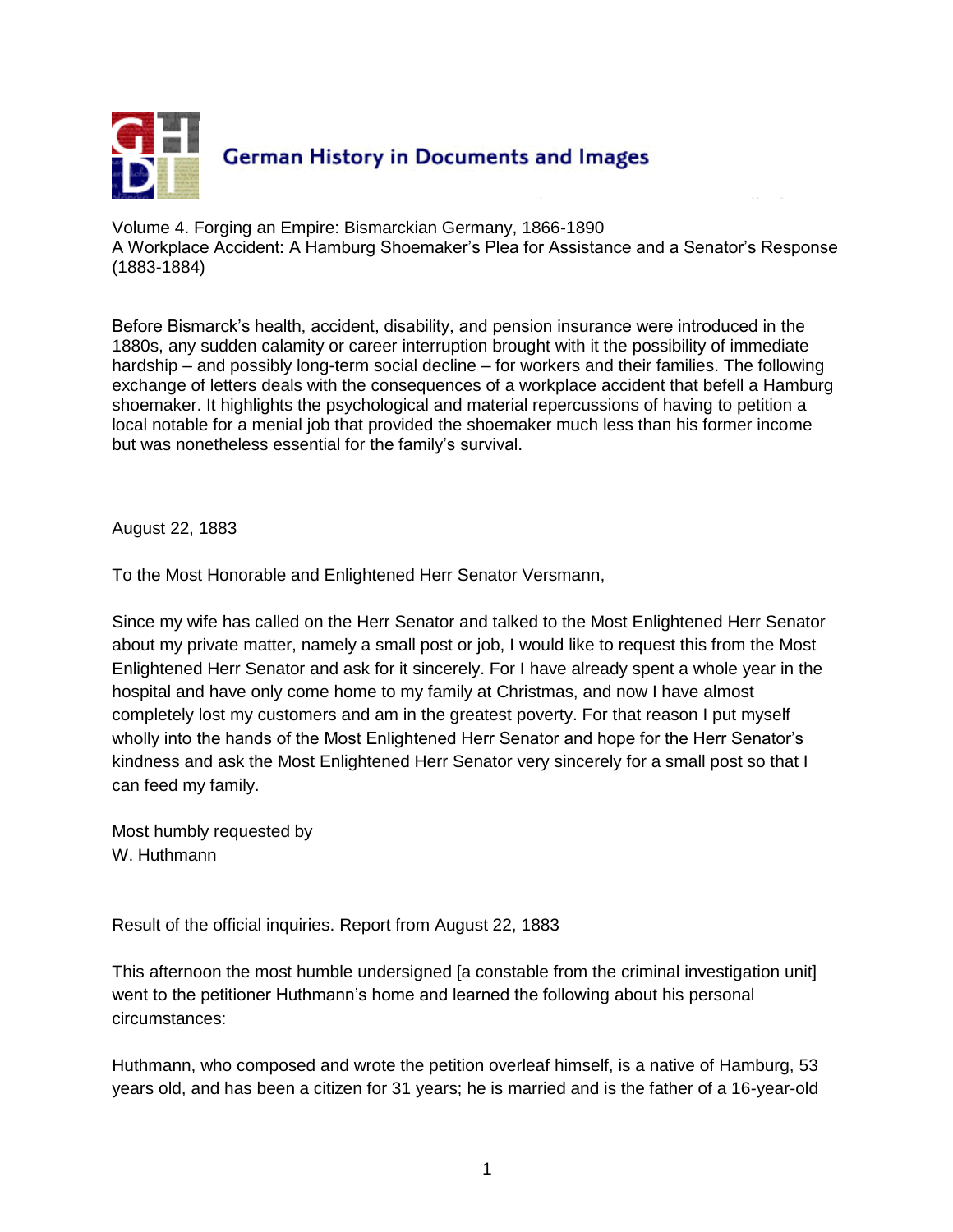German History in Documents and Images

Volume 4. Forging an Empire: Bismarckian Germany, 1866-1890
A Workplace Accident: A Hamburg Shoemaker's Plea for Assistance and a Senator's Response (1883-1884)

Before Bismarck's health, accident, disability, and pension insurance were introduced in the 1880s, any sudden calamity or career interruption brought with it the possibility of immediate hardship – and possibly long-term social decline – for workers and their families. The following exchange of letters deals with the consequences of a workplace accident that befell a Hamburg shoemaker. It highlights the psychological and material repercussions of having to petition a local notable for a menial job that provided the shoemaker much less than his former income but was nonetheless essential for the family's survival.

---

August 22, 1883

To the Most Honorable and Enlightened Herr Senator Versmann,

Since my wife has called on the Herr Senator and talked to the Most Enlightened Herr Senator about my private matter, namely a small post or job, I would like to request this from the Most Enlightened Herr Senator and ask for it sincerely. For I have already spent a whole year in the hospital and have only come home to my family at Christmas, and now I have almost completely lost my customers and am in the greatest poverty. For that reason I put myself wholly into the hands of the Most Enlightened Herr Senator and hope for the Herr Senator's kindness and ask the Most Enlightened Herr Senator very sincerely for a small post so that I can feed my family.

Most humbly requested by
W. Huthmann

Result of the official inquiries. Report from August 22, 1883

This afternoon the most humble undersigned [a constable from the criminal investigation unit] went to the petitioner Huthmann's home and learned the following about his personal circumstances:

Huthmann, who composed and wrote the petition overleaf himself, is a native of Hamburg, 53 years old, and has been a citizen for 31 years; he is married and is the father of a 16-year-old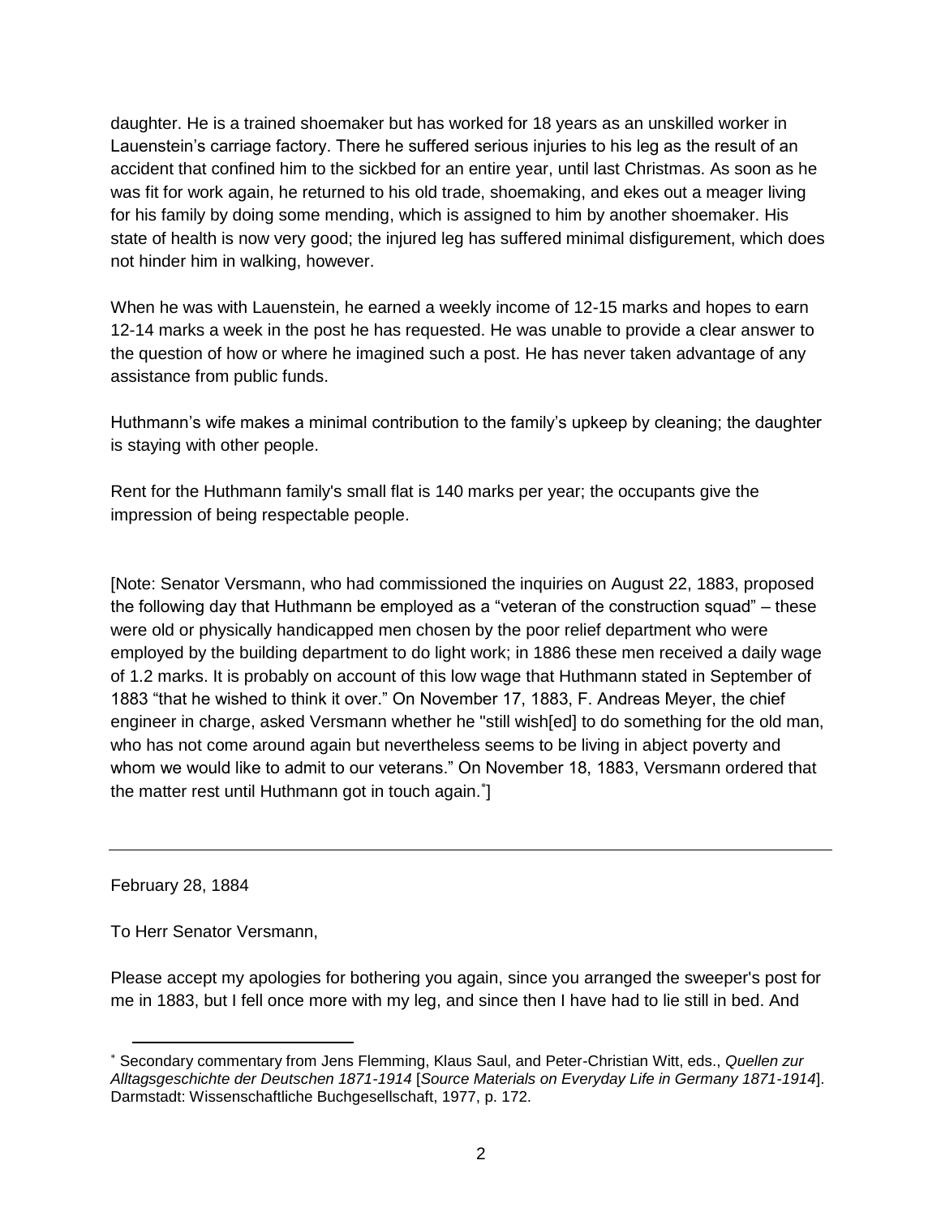daughter. He is a trained shoemaker but has worked for 18 years as an unskilled worker in Lauenstein's carriage factory. There he suffered serious injuries to his leg as the result of an accident that confined him to the sickbed for an entire year, until last Christmas. As soon as he was fit for work again, he returned to his old trade, shoemaking, and ekes out a meager living for his family by doing some mending, which is assigned to him by another shoemaker. His state of health is now very good; the injured leg has suffered minimal disfigurement, which does not hinder him in walking, however.

When he was with Lauenstein, he earned a weekly income of 12-15 marks and hopes to earn 12-14 marks a week in the post he has requested. He was unable to provide a clear answer to the question of how or where he imagined such a post. He has never taken advantage of any assistance from public funds.

Huthmann's wife makes a minimal contribution to the family's upkeep by cleaning; the daughter is staying with other people.

Rent for the Huthmann family's small flat is 140 marks per year; the occupants give the impression of being respectable people.

[Note: Senator Versmann, who had commissioned the inquiries on August 22, 1883, proposed the following day that Huthmann be employed as a "veteran of the construction squad" – these were old or physically handicapped men chosen by the poor relief department who were employed by the building department to do light work; in 1886 these men received a daily wage of 1.2 marks. It is probably on account of this low wage that Huthmann stated in September of 1883 "that he wished to think it over." On November 17, 1883, F. Andreas Meyer, the chief engineer in charge, asked Versmann whether he "still wish[ed] to do something for the old man, who has not come around again but nevertheless seems to be living in abject poverty and whom we would like to admit to our veterans." On November 18, 1883, Versmann ordered that the matter rest until Huthmann got in touch again.[*]]

---

February 28, 1884

To Herr Senator Versmann,

Please accept my apologies for bothering you again, since you arranged the sweeper's post for me in 1883, but I fell once more with my leg, and since then I have had to lie still in bed. And

[*] Secondary commentary from Jens Flemming, Klaus Saul, and Peter-Christian Witt, eds., *Quellen zur Alltagsgeschichte der Deutschen 1871-1914* [*Source Materials on Everyday Life in Germany 1871-1914*]. Darmstadt: Wissenschaftliche Buchgesellschaft, 1977, p. 172.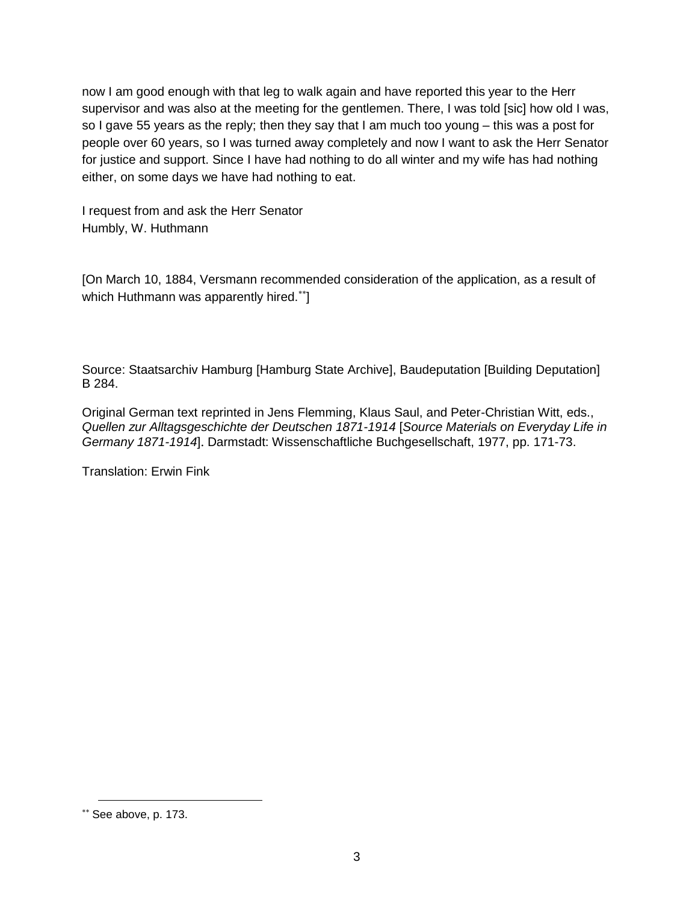now I am good enough with that leg to walk again and have reported this year to the Herr supervisor and was also at the meeting for the gentlemen. There, I was told [sic] how old I was, so I gave 55 years as the reply; then they say that I am much too young – this was a post for people over 60 years, so I was turned away completely and now I want to ask the Herr Senator for justice and support. Since I have had nothing to do all winter and my wife has had nothing either, on some days we have had nothing to eat.

I request from and ask the Herr Senator
Humbly, W. Huthmann

[On March 10, 1884, Versmann recommended consideration of the application, as a result of which Huthmann was apparently hired.[**]]

Source: Staatsarchiv Hamburg [Hamburg State Archive], Baudeputation [Building Deputation] B 284.

Original German text reprinted in Jens Flemming, Klaus Saul, and Peter-Christian Witt, eds., *Quellen zur Alltagsgeschichte der Deutschen 1871-1914* [*Source Materials on Everyday Life in Germany 1871-1914*]. Darmstadt: Wissenschaftliche Buchgesellschaft, 1977, pp. 171-73.

Translation: Erwin Fink

[**] See above, p. 173.